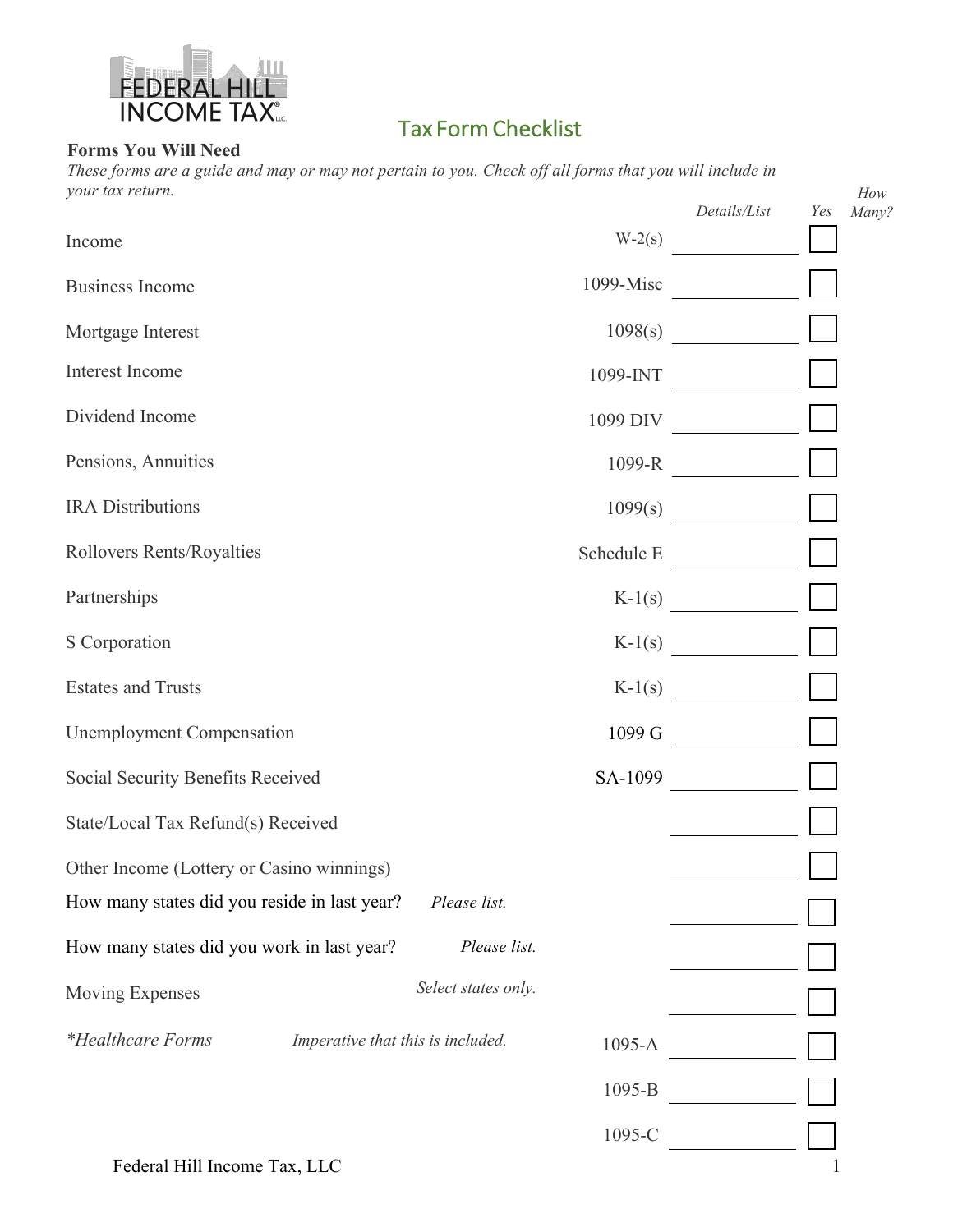FEDERAL HILL INCOME TAX LLC

# Tax Form Checklist

**Forms You Will Need**

*These forms are a guide and may or may not pertain to you. Check off all forms that you will include in your tax return.*

| | | Form | *Details/List* | *Yes* | *How Many?* |
|---|---|---|---|---|---|
| Income | | W-2(s) | | ☐ | |
| Business Income | | 1099-Misc | | ☐ | |
| Mortgage Interest | | 1098(s) | | ☐ | |
| Interest Income | | 1099-INT | | ☐ | |
| Dividend Income | | 1099 DIV | | ☐ | |
| Pensions, Annuities | | 1099-R | | ☐ | |
| IRA Distributions | | 1099(s) | | ☐ | |
| Rollovers Rents/Royalties | | Schedule E | | ☐ | |
| Partnerships | | K-1(s) | | ☐ | |
| S Corporation | | K-1(s) | | ☐ | |
| Estates and Trusts | | K-1(s) | | ☐ | |
| Unemployment Compensation | | 1099 G | | ☐ | |
| Social Security Benefits Received | | SA-1099 | | ☐ | |
| State/Local Tax Refund(s) Received | | | | ☐ | |
| Other Income (Lottery or Casino winnings) | | | | ☐ | |
| How many states did you reside in last year? | *Please list.* | | | ☐ | |
| How many states did you work in last year? | *Please list.* | | | ☐ | |
| Moving Expenses | *Select states only.* | | | ☐ | |
| *\*Healthcare Forms* | *Imperative that this is included.* | 1095-A | | ☐ | |
| | | 1095-B | | ☐ | |
| | | 1095-C | | ☐ | |

Federal Hill Income Tax, LLC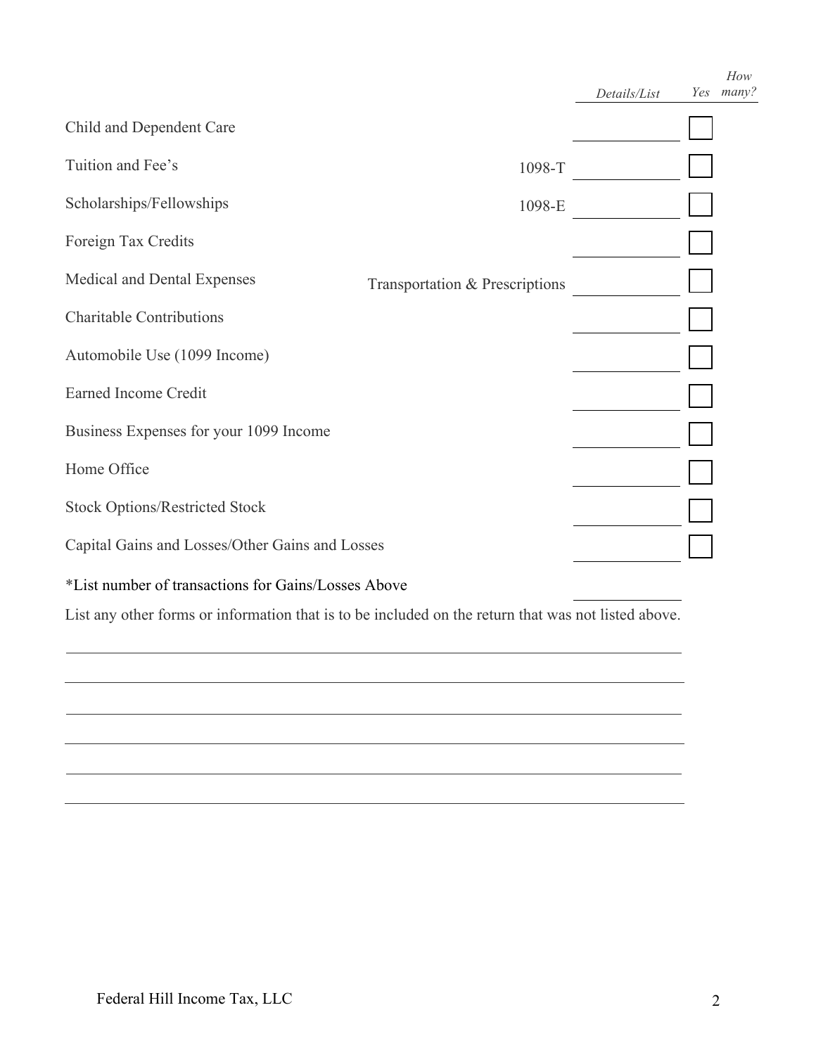| | | Details/List | Yes | How many? |
|---|---|---|---|---|
| Child and Dependent Care | | | ☐ | |
| Tuition and Fee's | 1098-T | | ☐ | |
| Scholarships/Fellowships | 1098-E | | ☐ | |
| Foreign Tax Credits | | | ☐ | |
| Medical and Dental Expenses | Transportation & Prescriptions | | ☐ | |
| Charitable Contributions | | | ☐ | |
| Automobile Use (1099 Income) | | | ☐ | |
| Earned Income Credit | | | ☐ | |
| Business Expenses for your 1099 Income | | | ☐ | |
| Home Office | | | ☐ | |
| Stock Options/Restricted Stock | | | ☐ | |
| Capital Gains and Losses/Other Gains and Losses | | | ☐ | |
| *List number of transactions for Gains/Losses Above | | | | |

List any other forms or information that is to be included on the return that was not listed above.

\_\_\_\_\_\_\_\_\_\_\_\_\_\_\_\_\_\_\_\_\_\_\_\_\_\_\_\_\_\_\_\_\_\_\_\_\_\_\_\_\_\_\_\_\_\_\_\_\_\_\_\_\_\_\_\_\_\_\_\_

\_\_\_\_\_\_\_\_\_\_\_\_\_\_\_\_\_\_\_\_\_\_\_\_\_\_\_\_\_\_\_\_\_\_\_\_\_\_\_\_\_\_\_\_\_\_\_\_\_\_\_\_\_\_\_\_\_\_\_\_

\_\_\_\_\_\_\_\_\_\_\_\_\_\_\_\_\_\_\_\_\_\_\_\_\_\_\_\_\_\_\_\_\_\_\_\_\_\_\_\_\_\_\_\_\_\_\_\_\_\_\_\_\_\_\_\_\_\_\_\_

\_\_\_\_\_\_\_\_\_\_\_\_\_\_\_\_\_\_\_\_\_\_\_\_\_\_\_\_\_\_\_\_\_\_\_\_\_\_\_\_\_\_\_\_\_\_\_\_\_\_\_\_\_\_\_\_\_\_\_\_

\_\_\_\_\_\_\_\_\_\_\_\_\_\_\_\_\_\_\_\_\_\_\_\_\_\_\_\_\_\_\_\_\_\_\_\_\_\_\_\_\_\_\_\_\_\_\_\_\_\_\_\_\_\_\_\_\_\_\_\_

\_\_\_\_\_\_\_\_\_\_\_\_\_\_\_\_\_\_\_\_\_\_\_\_\_\_\_\_\_\_\_\_\_\_\_\_\_\_\_\_\_\_\_\_\_\_\_\_\_\_\_\_\_\_\_\_\_\_\_\_

Federal Hill Income Tax, LLC